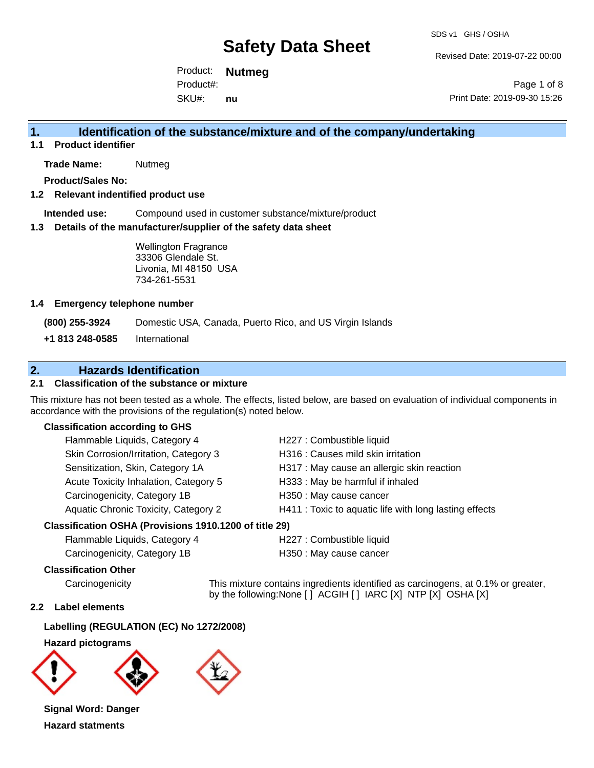# Safety Data Sheet

SDS v1 GHS / OSHA

Revised Date: 2019-07-22 00:00

Product: **Nutmeg**

Product#:

SKU#: **nu**

Print Date: 2019-09-30 15:26

## 1. Identification of the substance/mixture and of the company/undertaking

### 1.1 Product identifier

**Trade Name:** Nutmeg

**Product/Sales No:**

### 1.2 Relevant indentified product use

**Intended use:** Compound used in customer substance/mixture/product

### 1.3 Details of the manufacturer/supplier of the safety data sheet

Wellington Fragrance
33306 Glendale St.
Livonia, MI 48150 USA
734-261-5531

### 1.4 Emergency telephone number

**(800) 255-3924** Domestic USA, Canada, Puerto Rico, and US Virgin Islands

**+1 813 248-0585** International

## 2. Hazards Identification

### 2.1 Classification of the substance or mixture

This mixture has not been tested as a whole. The effects, listed below, are based on evaluation of individual components in accordance with the provisions of the regulation(s) noted below.

**Classification according to GHS**

| | |
|---|---|
| Flammable Liquids, Category 4 | H227 : Combustible liquid |
| Skin Corrosion/Irritation, Category 3 | H316 : Causes mild skin irritation |
| Sensitization, Skin, Category 1A | H317 : May cause an allergic skin reaction |
| Acute Toxicity Inhalation, Category 5 | H333 : May be harmful if inhaled |
| Carcinogenicity, Category 1B | H350 : May cause cancer |
| Aquatic Chronic Toxicity, Category 2 | H411 : Toxic to aquatic life with long lasting effects |

**Classification OSHA (Provisions 1910.1200 of title 29)**

| | |
|---|---|
| Flammable Liquids, Category 4 | H227 : Combustible liquid |
| Carcinogenicity, Category 1B | H350 : May cause cancer |

**Classification Other**

Carcinogenicity: This mixture contains ingredients identified as carcinogens, at 0.1% or greater, by the following:None [ ] ACGIH [ ] IARC [X] NTP [X] OSHA [X]

### 2.2 Label elements

**Labelling (REGULATION (EC) No 1272/2008)**

**Hazard pictograms**

**Signal Word: Danger**

**Hazard statments**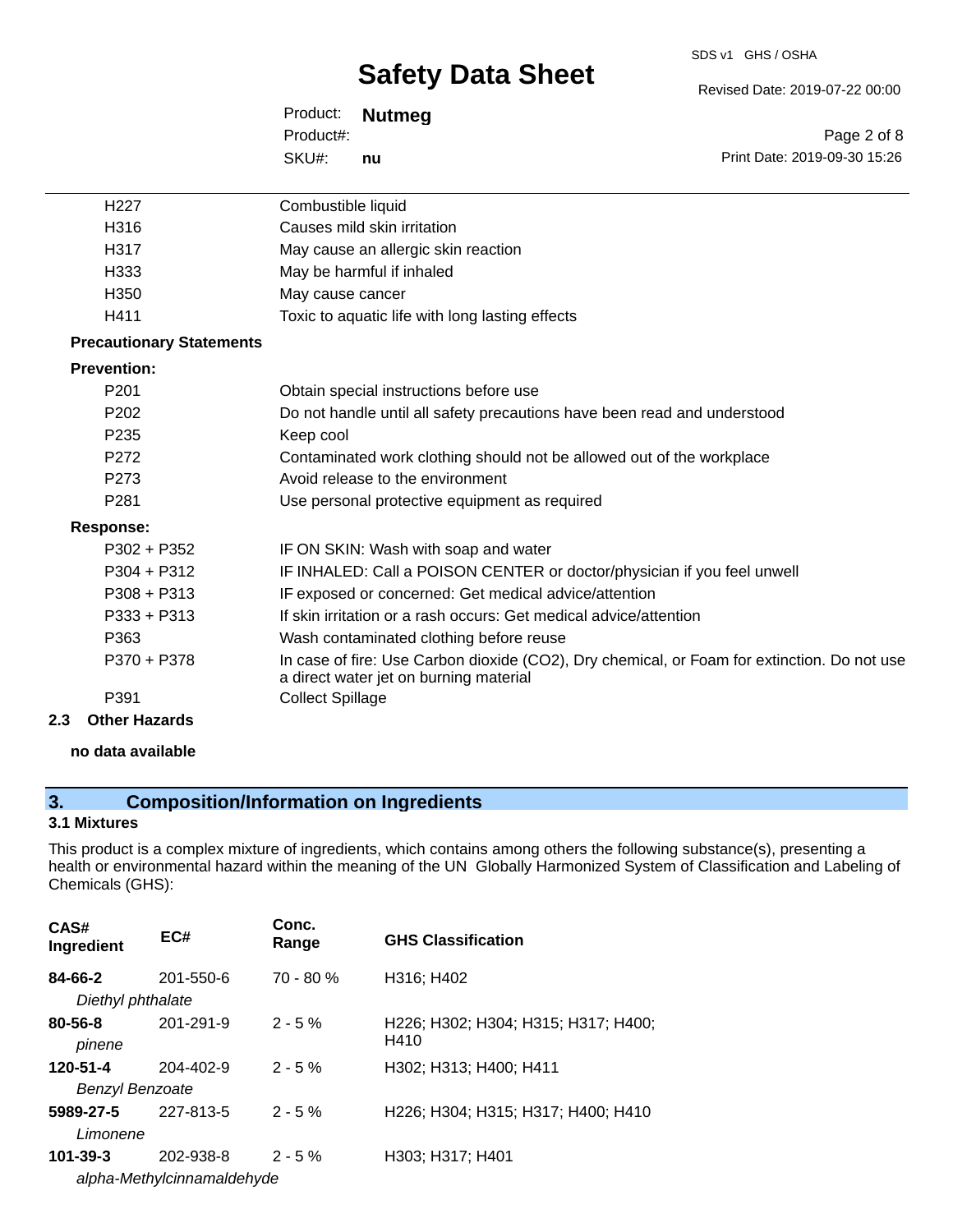| | |
|---|---|
| H227 | Combustible liquid |
| H316 | Causes mild skin irritation |
| H317 | May cause an allergic skin reaction |
| H333 | May be harmful if inhaled |
| H350 | May cause cancer |
| H411 | Toxic to aquatic life with long lasting effects |

**Precautionary Statements**

**Prevention:**

| | |
|---|---|
| P201 | Obtain special instructions before use |
| P202 | Do not handle until all safety precautions have been read and understood |
| P235 | Keep cool |
| P272 | Contaminated work clothing should not be allowed out of the workplace |
| P273 | Avoid release to the environment |
| P281 | Use personal protective equipment as required |

**Response:**

| | |
|---|---|
| P302 + P352 | IF ON SKIN: Wash with soap and water |
| P304 + P312 | IF INHALED: Call a POISON CENTER or doctor/physician if you feel unwell |
| P308 + P313 | IF exposed or concerned: Get medical advice/attention |
| P333 + P313 | If skin irritation or a rash occurs: Get medical advice/attention |
| P363 | Wash contaminated clothing before reuse |
| P370 + P378 | In case of fire: Use Carbon dioxide ($CO_2$), Dry chemical, or Foam for extinction. Do not use a direct water jet on burning material |
| P391 | Collect Spillage |

### 2.3 Other Hazards

**no data available**

## 3. Composition/Information on Ingredients

### 3.1 Mixtures

This product is a complex mixture of ingredients, which contains among others the following substance(s), presenting a health or environmental hazard within the meaning of the UN Globally Harmonized System of Classification and Labeling of Chemicals (GHS):

| CAS# Ingredient | EC# | Conc. Range | GHS Classification |
|---|---|---|---|
| **84-66-2** *Diethyl phthalate* | 201-550-6 | 70 - 80 % | H316; H402 |
| **80-56-8** *pinene* | 201-291-9 | 2 - 5 % | H226; H302; H304; H315; H317; H400; H410 |
| **120-51-4** *Benzyl Benzoate* | 204-402-9 | 2 - 5 % | H302; H313; H400; H411 |
| **5989-27-5** *Limonene* | 227-813-5 | 2 - 5 % | H226; H304; H315; H317; H400; H410 |
| **101-39-3** *alpha-Methylcinnamaldehyde* | 202-938-8 | 2 - 5 % | H303; H317; H401 |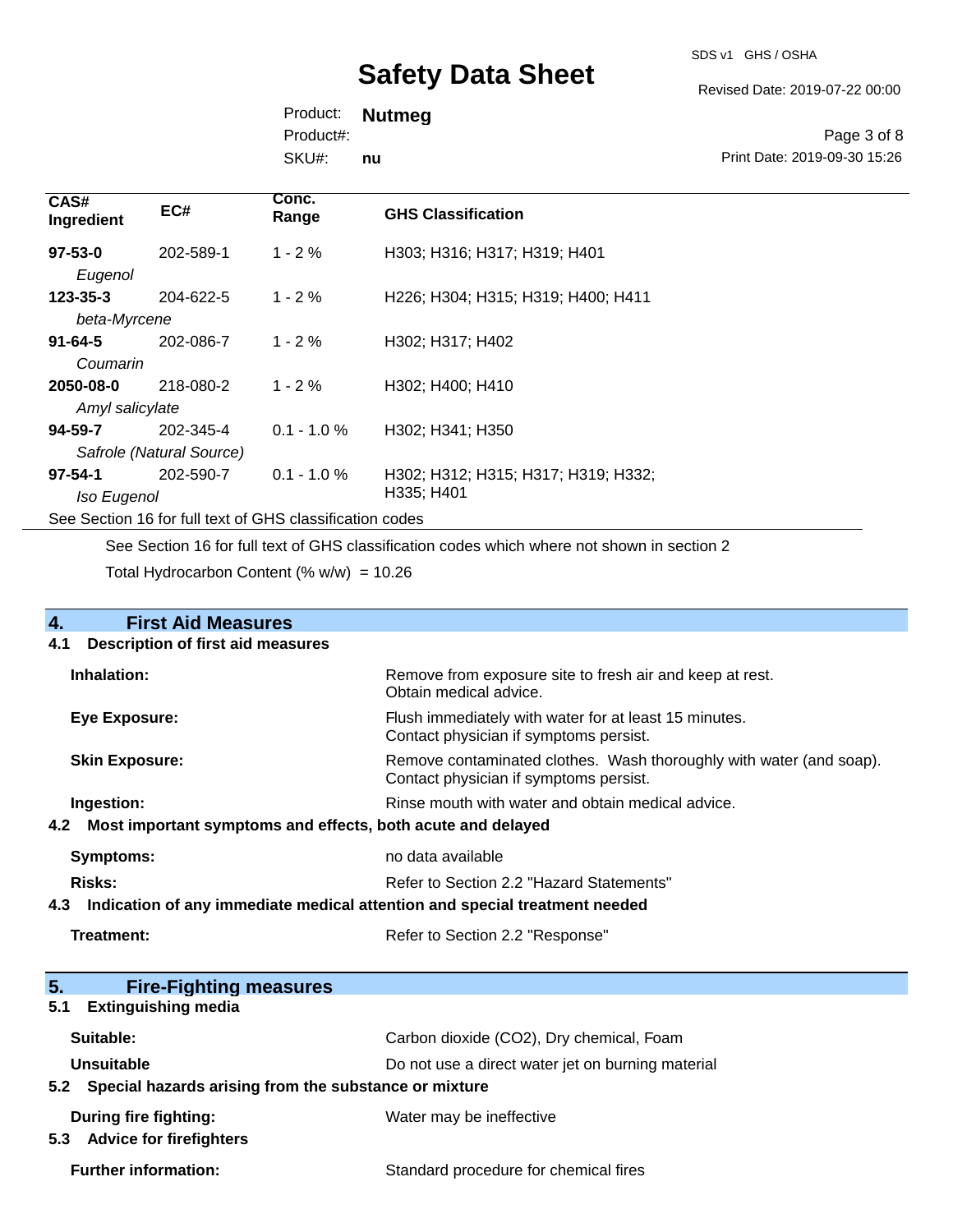| CAS# Ingredient | EC# | Conc. Range | GHS Classification |
|---|---|---|---|
| **97-53-0** *Eugenol* | 202-589-1 | 1 - 2 % | H303; H316; H317; H319; H401 |
| **123-35-3** *beta-Myrcene* | 204-622-5 | 1 - 2 % | H226; H304; H315; H319; H400; H411 |
| **91-64-5** *Coumarin* | 202-086-7 | 1 - 2 % | H302; H317; H402 |
| **2050-08-0** *Amyl salicylate* | 218-080-2 | 1 - 2 % | H302; H400; H410 |
| **94-59-7** *Safrole (Natural Source)* | 202-345-4 | 0.1 - 1.0 % | H302; H341; H350 |
| **97-54-1** *Iso Eugenol* | 202-590-7 | 0.1 - 1.0 % | H302; H312; H315; H317; H319; H332; H335; H401 |

See Section 16 for full text of GHS classification codes

See Section 16 for full text of GHS classification codes which where not shown in section 2

Total Hydrocarbon Content (% w/w) = 10.26

## 4. First Aid Measures

### 4.1 Description of first aid measures

**Inhalation:** Remove from exposure site to fresh air and keep at rest. Obtain medical advice.

**Eye Exposure:** Flush immediately with water for at least 15 minutes. Contact physician if symptoms persist.

**Skin Exposure:** Remove contaminated clothes. Wash thoroughly with water (and soap). Contact physician if symptoms persist.

**Ingestion:** Rinse mouth with water and obtain medical advice.

### 4.2 Most important symptoms and effects, both acute and delayed

**Symptoms:** no data available

**Risks:** Refer to Section 2.2 "Hazard Statements"

### 4.3 Indication of any immediate medical attention and special treatment needed

**Treatment:** Refer to Section 2.2 "Response"

## 5. Fire-Fighting measures

### 5.1 Extinguishing media

**Suitable:** Carbon dioxide ($CO_2$), Dry chemical, Foam

**Unsuitable** Do not use a direct water jet on burning material

### 5.2 Special hazards arising from the substance or mixture

**During fire fighting:** Water may be ineffective

### 5.3 Advice for firefighters

**Further information:** Standard procedure for chemical fires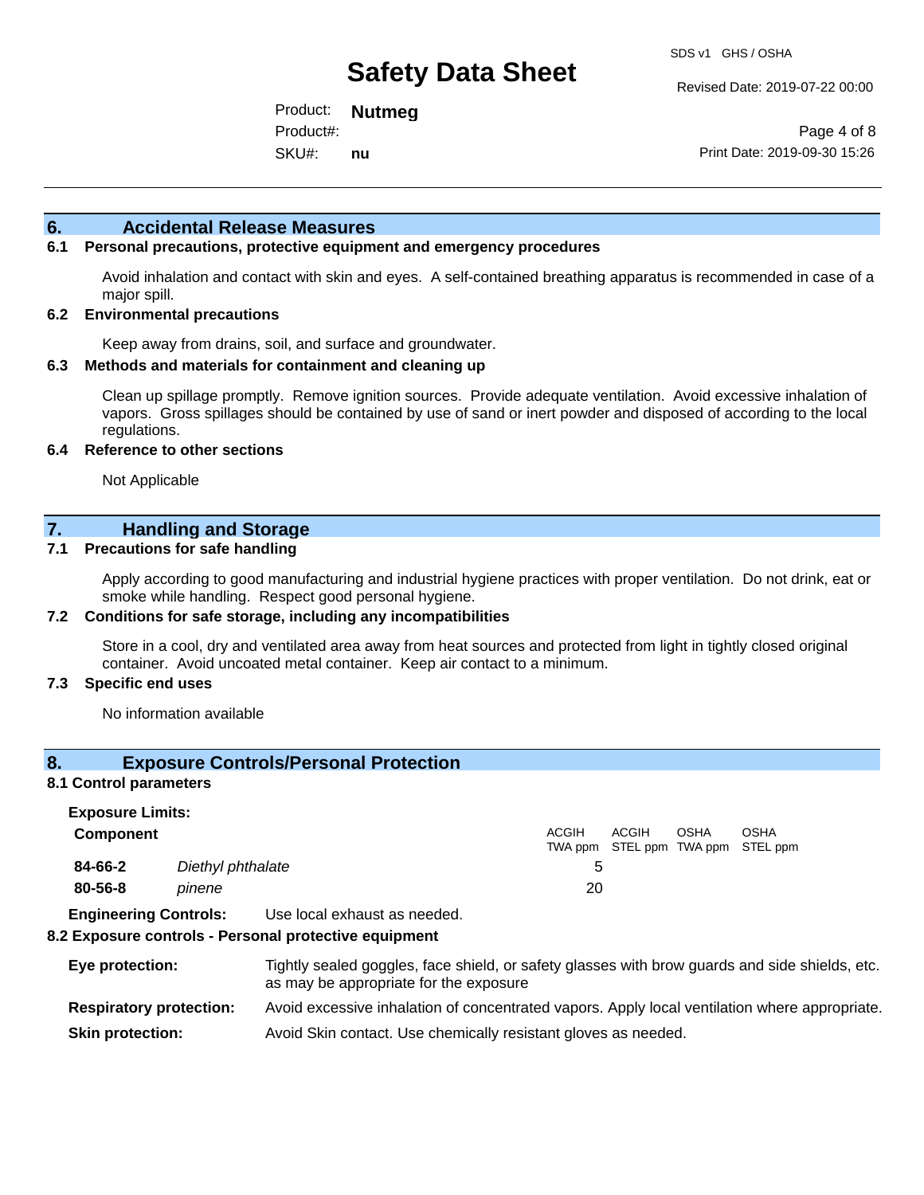## 6. Accidental Release Measures

### 6.1 Personal precautions, protective equipment and emergency procedures

Avoid inhalation and contact with skin and eyes. A self-contained breathing apparatus is recommended in case of a major spill.

### 6.2 Environmental precautions

Keep away from drains, soil, and surface and groundwater.

### 6.3 Methods and materials for containment and cleaning up

Clean up spillage promptly. Remove ignition sources. Provide adequate ventilation. Avoid excessive inhalation of vapors. Gross spillages should be contained by use of sand or inert powder and disposed of according to the local regulations.

### 6.4 Reference to other sections

Not Applicable

## 7. Handling and Storage

### 7.1 Precautions for safe handling

Apply according to good manufacturing and industrial hygiene practices with proper ventilation. Do not drink, eat or smoke while handling. Respect good personal hygiene.

### 7.2 Conditions for safe storage, including any incompatibilities

Store in a cool, dry and ventilated area away from heat sources and protected from light in tightly closed original container. Avoid uncoated metal container. Keep air contact to a minimum.

### 7.3 Specific end uses

No information available

## 8. Exposure Controls/Personal Protection

### 8.1 Control parameters

**Exposure Limits:**

| Component | | ACGIH TWA ppm | ACGIH STEL ppm | OSHA TWA ppm | OSHA STEL ppm |
|---|---|---|---|---|---|
| **84-66-2** | *Diethyl phthalate* | 5 | | | |
| **80-56-8** | *pinene* | 20 | | | |

**Engineering Controls:** Use local exhaust as needed.

### 8.2 Exposure controls - Personal protective equipment

**Eye protection:** Tightly sealed goggles, face shield, or safety glasses with brow guards and side shields, etc. as may be appropriate for the exposure

**Respiratory protection:** Avoid excessive inhalation of concentrated vapors. Apply local ventilation where appropriate.

**Skin protection:** Avoid Skin contact. Use chemically resistant gloves as needed.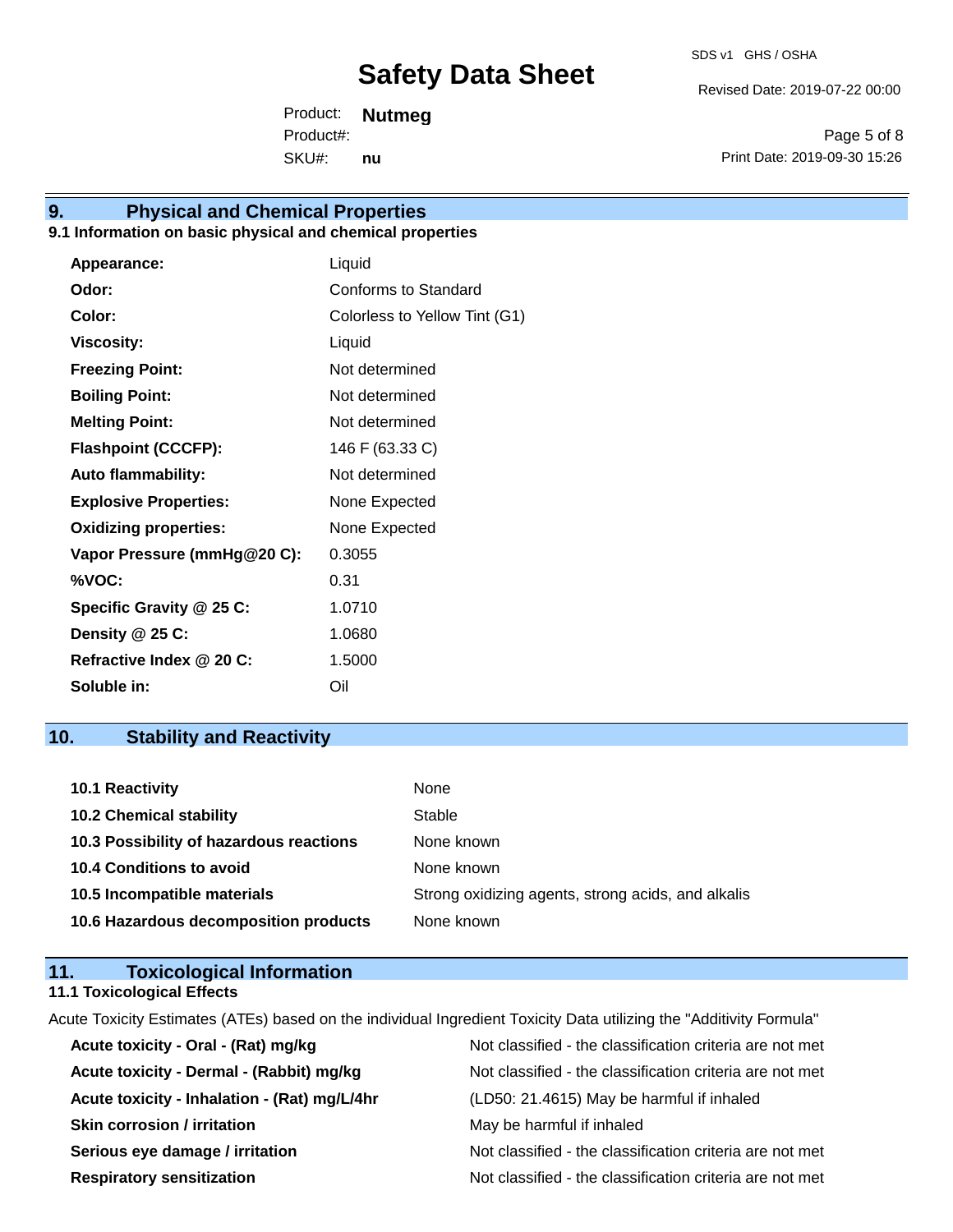## 9. Physical and Chemical Properties

### 9.1 Information on basic physical and chemical properties

| | |
|---|---|
| **Appearance:** | Liquid |
| **Odor:** | Conforms to Standard |
| **Color:** | Colorless to Yellow Tint (G1) |
| **Viscosity:** | Liquid |
| **Freezing Point:** | Not determined |
| **Boiling Point:** | Not determined |
| **Melting Point:** | Not determined |
| **Flashpoint (CCCFP):** | 146 F (63.33 C) |
| **Auto flammability:** | Not determined |
| **Explosive Properties:** | None Expected |
| **Oxidizing properties:** | None Expected |
| **Vapor Pressure (mmHg@20 C):** | 0.3055 |
| **%VOC:** | 0.31 |
| **Specific Gravity @ 25 C:** | 1.0710 |
| **Density @ 25 C:** | 1.0680 |
| **Refractive Index @ 20 C:** | 1.5000 |
| **Soluble in:** | Oil |

## 10. Stability and Reactivity

| | |
|---|---|
| **10.1 Reactivity** | None |
| **10.2 Chemical stability** | Stable |
| **10.3 Possibility of hazardous reactions** | None known |
| **10.4 Conditions to avoid** | None known |
| **10.5 Incompatible materials** | Strong oxidizing agents, strong acids, and alkalis |
| **10.6 Hazardous decomposition products** | None known |

## 11. Toxicological Information

### 11.1 Toxicological Effects

Acute Toxicity Estimates (ATEs) based on the individual Ingredient Toxicity Data utilizing the "Additivity Formula"

| | |
|---|---|
| **Acute toxicity - Oral - (Rat) mg/kg** | Not classified - the classification criteria are not met |
| **Acute toxicity - Dermal - (Rabbit) mg/kg** | Not classified - the classification criteria are not met |
| **Acute toxicity - Inhalation - (Rat) mg/L/4hr** | (LD50: 21.4615) May be harmful if inhaled |
| **Skin corrosion / irritation** | May be harmful if inhaled |
| **Serious eye damage / irritation** | Not classified - the classification criteria are not met |
| **Respiratory sensitization** | Not classified - the classification criteria are not met |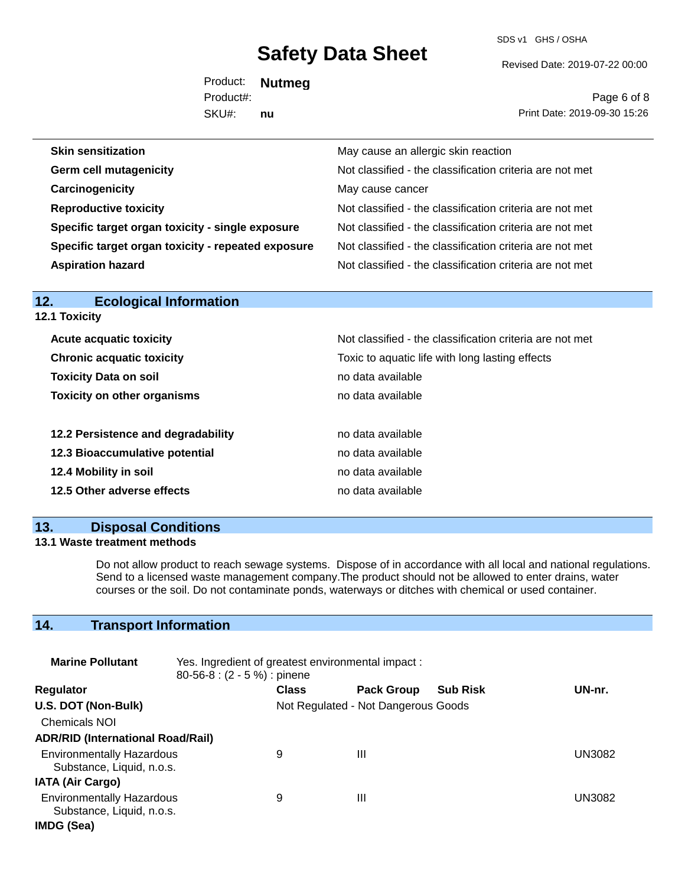| | |
|---|---|
| **Skin sensitization** | May cause an allergic skin reaction |
| **Germ cell mutagenicity** | Not classified - the classification criteria are not met |
| **Carcinogenicity** | May cause cancer |
| **Reproductive toxicity** | Not classified - the classification criteria are not met |
| **Specific target organ toxicity - single exposure** | Not classified - the classification criteria are not met |
| **Specific target organ toxicity - repeated exposure** | Not classified - the classification criteria are not met |
| **Aspiration hazard** | Not classified - the classification criteria are not met |

## 12. Ecological Information

### 12.1 Toxicity

| | |
|---|---|
| **Acute acquatic toxicity** | Not classified - the classification criteria are not met |
| **Chronic acquatic toxicity** | Toxic to aquatic life with long lasting effects |
| **Toxicity Data on soil** | no data available |
| **Toxicity on other organisms** | no data available |

| | |
|---|---|
| **12.2 Persistence and degradability** | no data available |
| **12.3 Bioaccumulative potential** | no data available |
| **12.4 Mobility in soil** | no data available |
| **12.5 Other adverse effects** | no data available |

## 13. Disposal Conditions

### 13.1 Waste treatment methods

Do not allow product to reach sewage systems. Dispose of in accordance with all local and national regulations. Send to a licensed waste management company.The product should not be allowed to enter drains, water courses or the soil. Do not contaminate ponds, waterways or ditches with chemical or used container.

## 14. Transport Information

**Marine Pollutant** Yes. Ingredient of greatest environmental impact : 80-56-8 : (2 - 5 %) : pinene

| Regulator | Class | Pack Group | Sub Risk | UN-nr. |
|---|---|---|---|---|
| **U.S. DOT (Non-Bulk)** | Not Regulated - Not Dangerous Goods | | | |
| Chemicals NOI | | | | |
| **ADR/RID (International Road/Rail)** | | | | |
| Environmentally Hazardous Substance, Liquid, n.o.s. | 9 | III | | UN3082 |
| **IATA (Air Cargo)** | | | | |
| Environmentally Hazardous Substance, Liquid, n.o.s. | 9 | III | | UN3082 |
| **IMDG (Sea)** | | | | |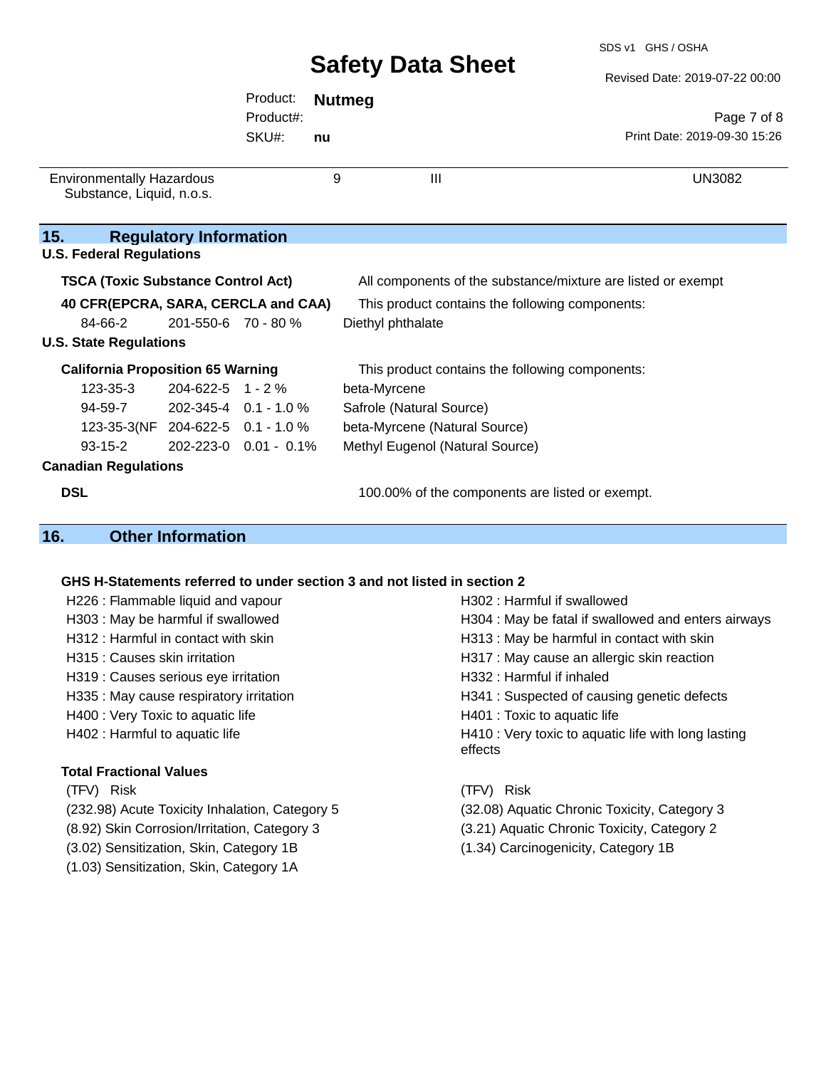| Environmentally Hazardous Substance, Liquid, n.o.s. | 9 | III | UN3082 |
|---|---|---|---|

## 15. Regulatory Information

### U.S. Federal Regulations

**TSCA (Toxic Substance Control Act)** — All components of the substance/mixture are listed or exempt

**40 CFR(EPCRA, SARA, CERCLA and CAA)** — This product contains the following components:

| CAS | EC | % | Component |
|---|---|---|---|
| 84-66-2 | 201-550-6 | 70 - 80 % | Diethyl phthalate |

### U.S. State Regulations

**California Proposition 65 Warning** — This product contains the following components:

| CAS | EC | % | Component |
|---|---|---|---|
| 123-35-3 | 204-622-5 | 1 - 2 % | beta-Myrcene |
| 94-59-7 | 202-345-4 | 0.1 - 1.0 % | Safrole (Natural Source) |
| 123-35-3(NF | 204-622-5 | 0.1 - 1.0 % | beta-Myrcene (Natural Source) |
| 93-15-2 | 202-223-0 | 0.01 - 0.1% | Methyl Eugenol (Natural Source) |

### Canadian Regulations

**DSL** — 100.00% of the components are listed or exempt.

## 16. Other Information

**GHS H-Statements referred to under section 3 and not listed in section 2**

- H226 : Flammable liquid and vapour
- H302 : Harmful if swallowed
- H303 : May be harmful if swallowed
- H304 : May be fatal if swallowed and enters airways
- H312 : Harmful in contact with skin
- H313 : May be harmful in contact with skin
- H315 : Causes skin irritation
- H317 : May cause an allergic skin reaction
- H319 : Causes serious eye irritation
- H332 : Harmful if inhaled
- H335 : May cause respiratory irritation
- H341 : Suspected of causing genetic defects
- H400 : Very Toxic to aquatic life
- H401 : Toxic to aquatic life
- H402 : Harmful to aquatic life
- H410 : Very toxic to aquatic life with long lasting effects

**Total Fractional Values**

| (TFV) | Risk |
|---|---|
| (232.98) | Acute Toxicity Inhalation, Category 5 |
| (8.92) | Skin Corrosion/Irritation, Category 3 |
| (3.02) | Sensitization, Skin, Category 1B |
| (1.03) | Sensitization, Skin, Category 1A |
| (32.08) | Aquatic Chronic Toxicity, Category 3 |
| (3.21) | Aquatic Chronic Toxicity, Category 2 |
| (1.34) | Carcinogenicity, Category 1B |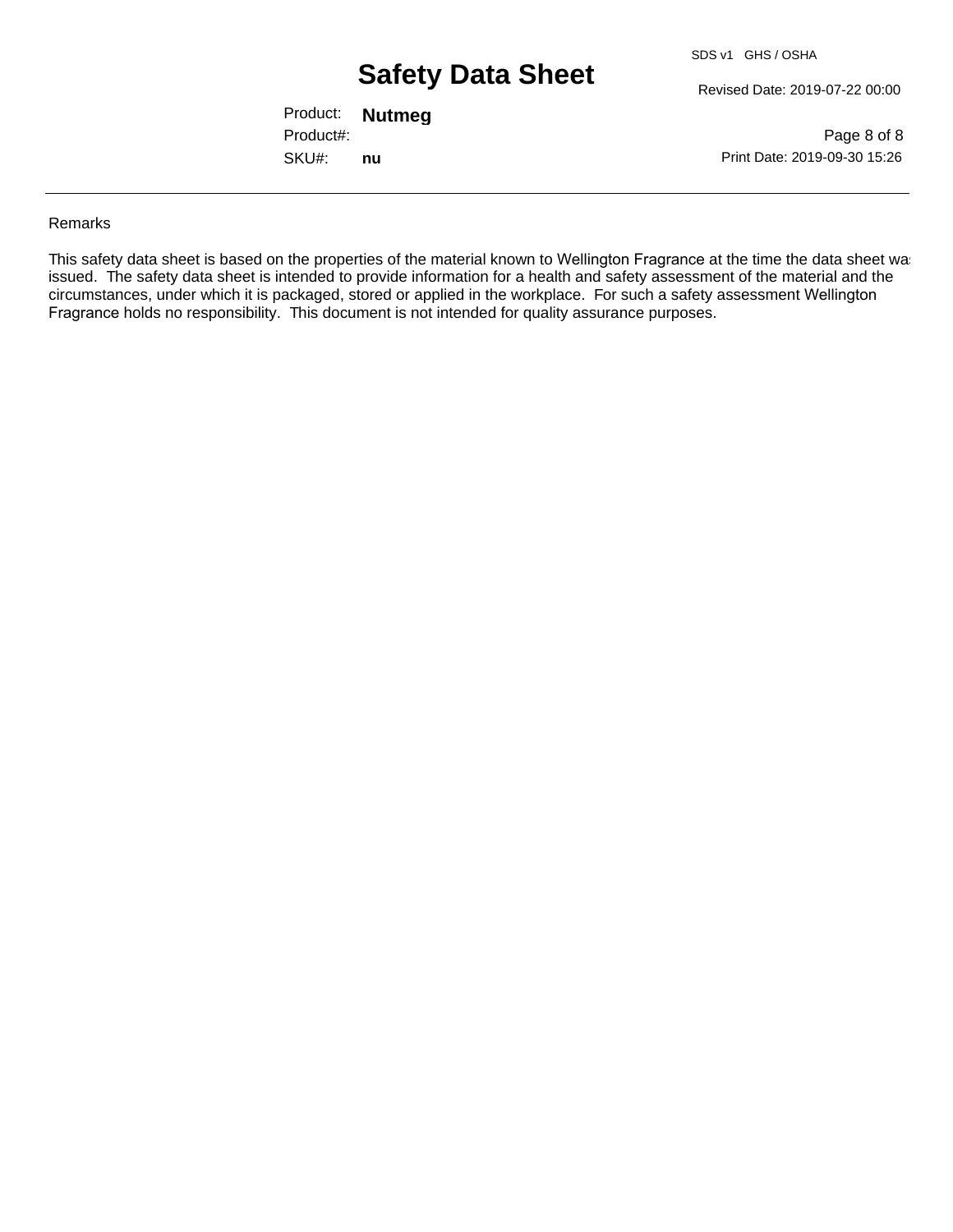## Remarks

This safety data sheet is based on the properties of the material known to Wellington Fragrance at the time the data sheet was issued. The safety data sheet is intended to provide information for a health and safety assessment of the material and the circumstances, under which it is packaged, stored or applied in the workplace. For such a safety assessment Wellington Fragrance holds no responsibility. This document is not intended for quality assurance purposes.